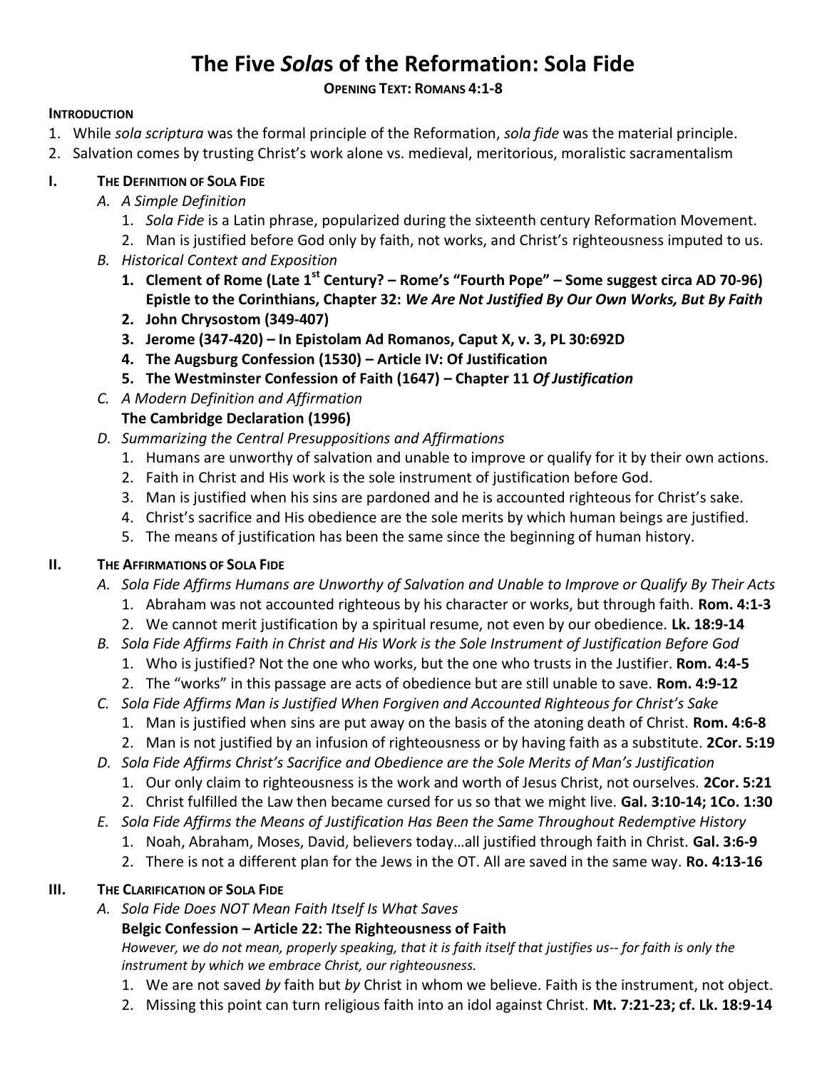# The Five *Sola*s of the Reformation: Sola Fide

**OPENING TEXT: ROMANS 4:1-8**

**INTRODUCTION**

1. While *sola scriptura* was the formal principle of the Reformation, *sola fide* was the material principle.
2. Salvation comes by trusting Christ's work alone vs. medieval, meritorious, moralistic sacramentalism

## I. THE DEFINITION OF SOLA FIDE

*A. A Simple Definition*

1. *Sola Fide* is a Latin phrase, popularized during the sixteenth century Reformation Movement.
2. Man is justified before God only by faith, not works, and Christ's righteousness imputed to us.

*B. Historical Context and Exposition*

1. **Clement of Rome (Late 1st Century? – Rome's "Fourth Pope" – Some suggest circa AD 70-96) Epistle to the Corinthians, Chapter 32: *We Are Not Justified By Our Own Works, But By Faith***
2. **John Chrysostom (349-407)**
3. **Jerome (347-420) – In Epistolam Ad Romanos, Caput X, v. 3, PL 30:692D**
4. **The Augsburg Confession (1530) – Article IV: Of Justification**
5. **The Westminster Confession of Faith (1647) – Chapter 11 *Of Justification***

*C. A Modern Definition and Affirmation*

**The Cambridge Declaration (1996)**

*D. Summarizing the Central Presuppositions and Affirmations*

1. Humans are unworthy of salvation and unable to improve or qualify for it by their own actions.
2. Faith in Christ and His work is the sole instrument of justification before God.
3. Man is justified when his sins are pardoned and he is accounted righteous for Christ's sake.
4. Christ's sacrifice and His obedience are the sole merits by which human beings are justified.
5. The means of justification has been the same since the beginning of human history.

## II. THE AFFIRMATIONS OF SOLA FIDE

*A. Sola Fide Affirms Humans are Unworthy of Salvation and Unable to Improve or Qualify By Their Acts*

1. Abraham was not accounted righteous by his character or works, but through faith. **Rom. 4:1-3**
2. We cannot merit justification by a spiritual resume, not even by our obedience. **Lk. 18:9-14**

*B. Sola Fide Affirms Faith in Christ and His Work is the Sole Instrument of Justification Before God*

1. Who is justified? Not the one who works, but the one who trusts in the Justifier. **Rom. 4:4-5**
2. The "works" in this passage are acts of obedience but are still unable to save. **Rom. 4:9-12**

*C. Sola Fide Affirms Man is Justified When Forgiven and Accounted Righteous for Christ's Sake*

1. Man is justified when sins are put away on the basis of the atoning death of Christ. **Rom. 4:6-8**
2. Man is not justified by an infusion of righteousness or by having faith as a substitute. **2Cor. 5:19**

*D. Sola Fide Affirms Christ's Sacrifice and Obedience are the Sole Merits of Man's Justification*

1. Our only claim to righteousness is the work and worth of Jesus Christ, not ourselves. **2Cor. 5:21**
2. Christ fulfilled the Law then became cursed for us so that we might live. **Gal. 3:10-14; 1Co. 1:30**

*E. Sola Fide Affirms the Means of Justification Has Been the Same Throughout Redemptive History*

1. Noah, Abraham, Moses, David, believers today…all justified through faith in Christ. **Gal. 3:6-9**
2. There is not a different plan for the Jews in the OT. All are saved in the same way. **Ro. 4:13-16**

## III. THE CLARIFICATION OF SOLA FIDE

*A. Sola Fide Does NOT Mean Faith Itself Is What Saves*

**Belgic Confession – Article 22: The Righteousness of Faith**

*However, we do not mean, properly speaking, that it is faith itself that justifies us-- for faith is only the instrument by which we embrace Christ, our righteousness.*

1. We are not saved *by* faith but *by* Christ in whom we believe. Faith is the instrument, not object.
2. Missing this point can turn religious faith into an idol against Christ. **Mt. 7:21-23; cf. Lk. 18:9-14**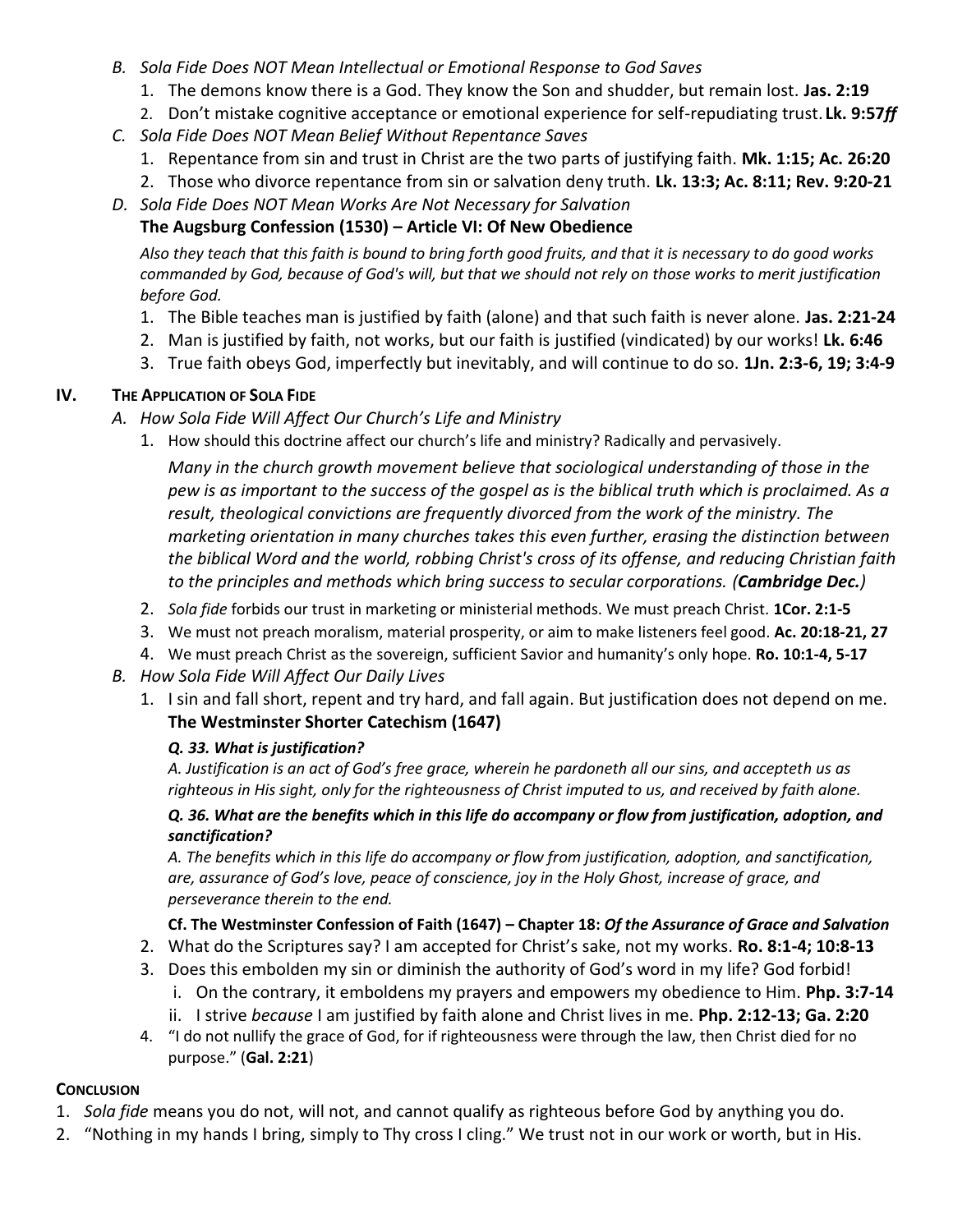*B. Sola Fide Does NOT Mean Intellectual or Emotional Response to God Saves*

1. The demons know there is a God. They know the Son and shudder, but remain lost. **Jas. 2:19**
2. Don't mistake cognitive acceptance or emotional experience for self-repudiating trust. **Lk. 9:57*ff***

*C. Sola Fide Does NOT Mean Belief Without Repentance Saves*

1. Repentance from sin and trust in Christ are the two parts of justifying faith. **Mk. 1:15; Ac. 26:20**
2. Those who divorce repentance from sin or salvation deny truth. **Lk. 13:3; Ac. 8:11; Rev. 9:20-21**

*D. Sola Fide Does NOT Mean Works Are Not Necessary for Salvation*

**The Augsburg Confession (1530) – Article VI: Of New Obedience**

*Also they teach that this faith is bound to bring forth good fruits, and that it is necessary to do good works commanded by God, because of God's will, but that we should not rely on those works to merit justification before God.*

1. The Bible teaches man is justified by faith (alone) and that such faith is never alone. **Jas. 2:21-24**
2. Man is justified by faith, not works, but our faith is justified (vindicated) by our works! **Lk. 6:46**
3. True faith obeys God, imperfectly but inevitably, and will continue to do so. **1Jn. 2:3-6, 19; 3:4-9**

## IV. The Application of Sola Fide

*A. How Sola Fide Will Affect Our Church's Life and Ministry*

1. How should this doctrine affect our church's life and ministry? Radically and pervasively.

   *Many in the church growth movement believe that sociological understanding of those in the pew is as important to the success of the gospel as is the biblical truth which is proclaimed. As a result, theological convictions are frequently divorced from the work of the ministry. The marketing orientation in many churches takes this even further, erasing the distinction between the biblical Word and the world, robbing Christ's cross of its offense, and reducing Christian faith to the principles and methods which bring success to secular corporations. (**Cambridge Dec.**)*

2. *Sola fide* forbids our trust in marketing or ministerial methods. We must preach Christ. **1Cor. 2:1-5**
3. We must not preach moralism, material prosperity, or aim to make listeners feel good. **Ac. 20:18-21, 27**
4. We must preach Christ as the sovereign, sufficient Savior and humanity's only hope. **Ro. 10:1-4, 5-17**

*B. How Sola Fide Will Affect Our Daily Lives*

1. I sin and fall short, repent and try hard, and fall again. But justification does not depend on me.

   **The Westminster Shorter Catechism (1647)**

   ***Q. 33. What is justification?***

   *A. Justification is an act of God's free grace, wherein he pardoneth all our sins, and accepteth us as righteous in His sight, only for the righteousness of Christ imputed to us, and received by faith alone.*

   ***Q. 36. What are the benefits which in this life do accompany or flow from justification, adoption, and sanctification?***

   *A. The benefits which in this life do accompany or flow from justification, adoption, and sanctification, are, assurance of God's love, peace of conscience, joy in the Holy Ghost, increase of grace, and perseverance therein to the end.*

   **Cf. The Westminster Confession of Faith (1647) – Chapter 18: *Of the Assurance of Grace and Salvation***

2. What do the Scriptures say? I am accepted for Christ's sake, not my works. **Ro. 8:1-4; 10:8-13**
3. Does this embolden my sin or diminish the authority of God's word in my life? God forbid!
   i. On the contrary, it emboldens my prayers and empowers my obedience to Him. **Php. 3:7-14**
   ii. I strive *because* I am justified by faith alone and Christ lives in me. **Php. 2:12-13; Ga. 2:20**
4. "I do not nullify the grace of God, for if righteousness were through the law, then Christ died for no purpose." (**Gal. 2:21**)

## Conclusion

1. *Sola fide* means you do not, will not, and cannot qualify as righteous before God by anything you do.
2. "Nothing in my hands I bring, simply to Thy cross I cling." We trust not in our work or worth, but in His.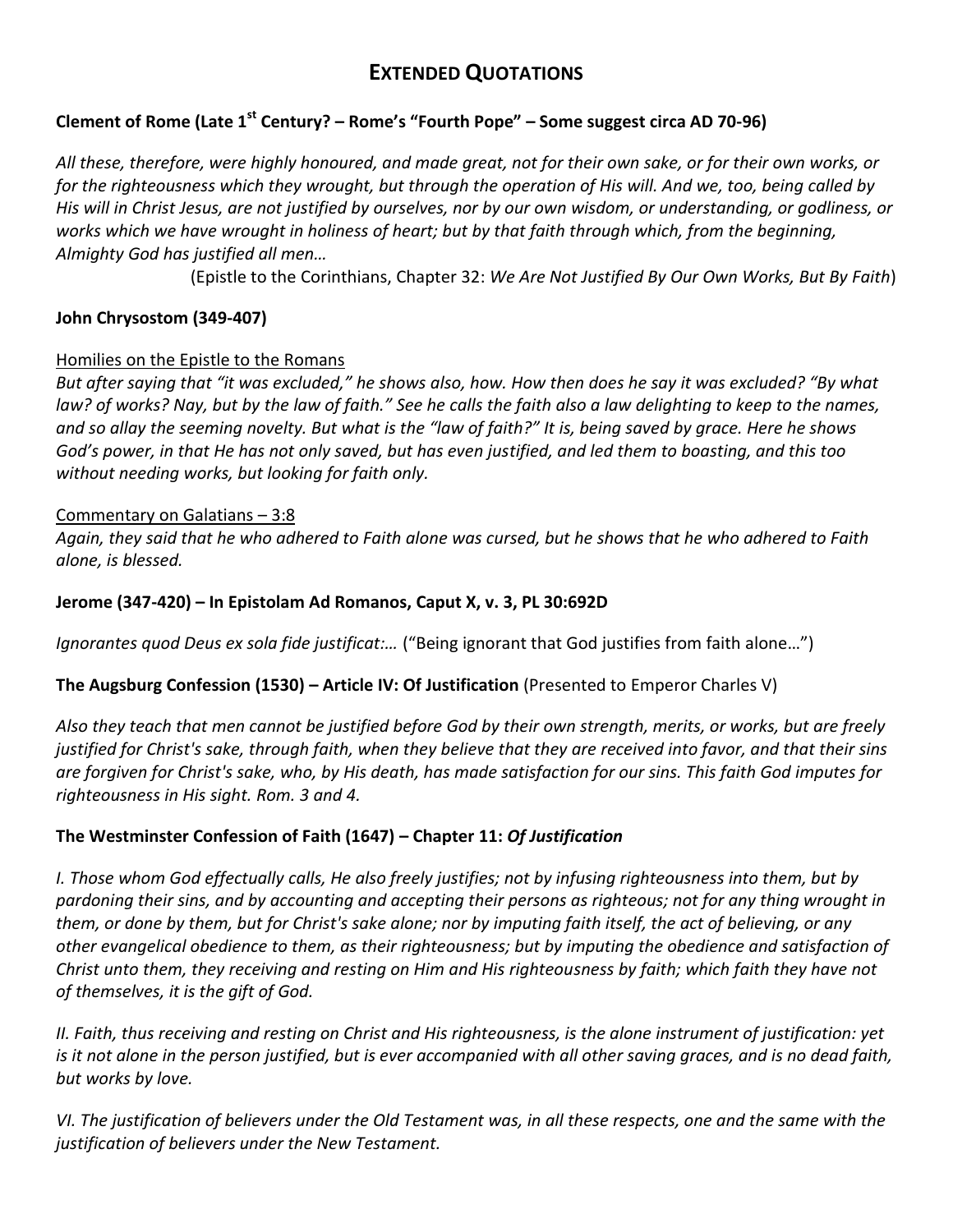# EXTENDED QUOTATIONS

**Clement of Rome (Late 1st Century? – Rome's "Fourth Pope" – Some suggest circa AD 70-96)**

*All these, therefore, were highly honoured, and made great, not for their own sake, or for their own works, or for the righteousness which they wrought, but through the operation of His will. And we, too, being called by His will in Christ Jesus, are not justified by ourselves, nor by our own wisdom, or understanding, or godliness, or works which we have wrought in holiness of heart; but by that faith through which, from the beginning, Almighty God has justified all men…*

(Epistle to the Corinthians, Chapter 32: *We Are Not Justified By Our Own Works, But By Faith*)

**John Chrysostom (349-407)**

Homilies on the Epistle to the Romans

*But after saying that "it was excluded," he shows also, how. How then does he say it was excluded? "By what law? of works? Nay, but by the law of faith." See he calls the faith also a law delighting to keep to the names, and so allay the seeming novelty. But what is the "law of faith?" It is, being saved by grace. Here he shows God's power, in that He has not only saved, but has even justified, and led them to boasting, and this too without needing works, but looking for faith only.*

Commentary on Galatians – 3:8

*Again, they said that he who adhered to Faith alone was cursed, but he shows that he who adhered to Faith alone, is blessed.*

**Jerome (347-420) – In Epistolam Ad Romanos, Caput X, v. 3, PL 30:692D**

*Ignorantes quod Deus ex sola fide justificat:…* ("Being ignorant that God justifies from faith alone…")

**The Augsburg Confession (1530) – Article IV: Of Justification** (Presented to Emperor Charles V)

*Also they teach that men cannot be justified before God by their own strength, merits, or works, but are freely justified for Christ's sake, through faith, when they believe that they are received into favor, and that their sins are forgiven for Christ's sake, who, by His death, has made satisfaction for our sins. This faith God imputes for righteousness in His sight. Rom. 3 and 4.*

**The Westminster Confession of Faith (1647) – Chapter 11: *Of Justification***

*I. Those whom God effectually calls, He also freely justifies; not by infusing righteousness into them, but by pardoning their sins, and by accounting and accepting their persons as righteous; not for any thing wrought in them, or done by them, but for Christ's sake alone; nor by imputing faith itself, the act of believing, or any other evangelical obedience to them, as their righteousness; but by imputing the obedience and satisfaction of Christ unto them, they receiving and resting on Him and His righteousness by faith; which faith they have not of themselves, it is the gift of God.*

*II. Faith, thus receiving and resting on Christ and His righteousness, is the alone instrument of justification: yet is it not alone in the person justified, but is ever accompanied with all other saving graces, and is no dead faith, but works by love.*

*VI. The justification of believers under the Old Testament was, in all these respects, one and the same with the justification of believers under the New Testament.*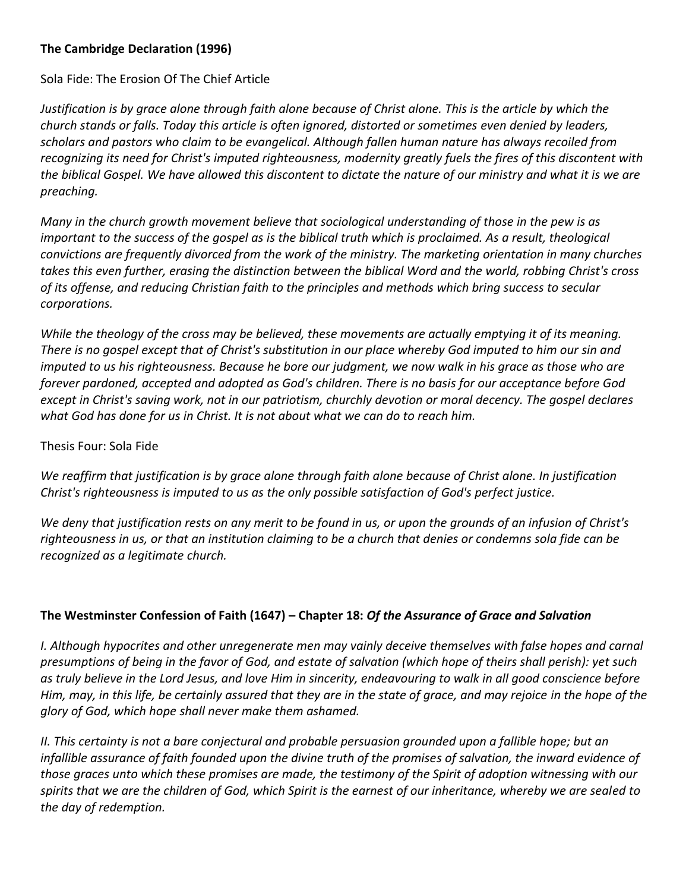**The Cambridge Declaration (1996)**

Sola Fide: The Erosion Of The Chief Article

*Justification is by grace alone through faith alone because of Christ alone. This is the article by which the church stands or falls. Today this article is often ignored, distorted or sometimes even denied by leaders, scholars and pastors who claim to be evangelical. Although fallen human nature has always recoiled from recognizing its need for Christ's imputed righteousness, modernity greatly fuels the fires of this discontent with the biblical Gospel. We have allowed this discontent to dictate the nature of our ministry and what it is we are preaching.*

*Many in the church growth movement believe that sociological understanding of those in the pew is as important to the success of the gospel as is the biblical truth which is proclaimed. As a result, theological convictions are frequently divorced from the work of the ministry. The marketing orientation in many churches takes this even further, erasing the distinction between the biblical Word and the world, robbing Christ's cross of its offense, and reducing Christian faith to the principles and methods which bring success to secular corporations.*

*While the theology of the cross may be believed, these movements are actually emptying it of its meaning. There is no gospel except that of Christ's substitution in our place whereby God imputed to him our sin and imputed to us his righteousness. Because he bore our judgment, we now walk in his grace as those who are forever pardoned, accepted and adopted as God's children. There is no basis for our acceptance before God except in Christ's saving work, not in our patriotism, churchly devotion or moral decency. The gospel declares what God has done for us in Christ. It is not about what we can do to reach him.*

Thesis Four: Sola Fide

*We reaffirm that justification is by grace alone through faith alone because of Christ alone. In justification Christ's righteousness is imputed to us as the only possible satisfaction of God's perfect justice.*

*We deny that justification rests on any merit to be found in us, or upon the grounds of an infusion of Christ's righteousness in us, or that an institution claiming to be a church that denies or condemns sola fide can be recognized as a legitimate church.*

**The Westminster Confession of Faith (1647) – Chapter 18: *Of the Assurance of Grace and Salvation***

*I. Although hypocrites and other unregenerate men may vainly deceive themselves with false hopes and carnal presumptions of being in the favor of God, and estate of salvation (which hope of theirs shall perish): yet such as truly believe in the Lord Jesus, and love Him in sincerity, endeavouring to walk in all good conscience before Him, may, in this life, be certainly assured that they are in the state of grace, and may rejoice in the hope of the glory of God, which hope shall never make them ashamed.*

*II. This certainty is not a bare conjectural and probable persuasion grounded upon a fallible hope; but an infallible assurance of faith founded upon the divine truth of the promises of salvation, the inward evidence of those graces unto which these promises are made, the testimony of the Spirit of adoption witnessing with our spirits that we are the children of God, which Spirit is the earnest of our inheritance, whereby we are sealed to the day of redemption.*